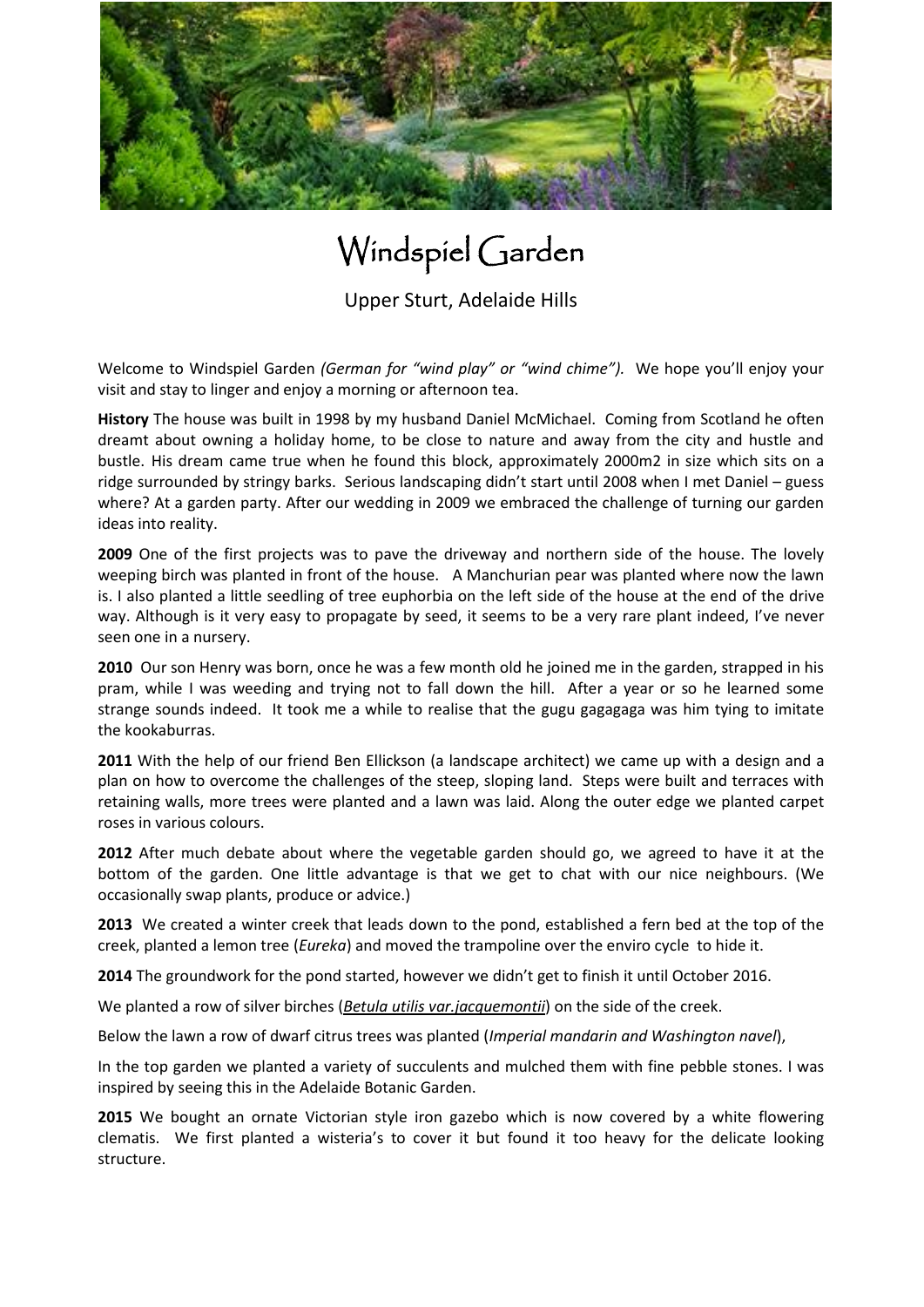# Windspiel Garden

Upper Sturt, Adelaide Hills

Welcome to Windspiel Garden *(German for "wind play" or "wind chime").* We hope you'll enjoy your visit and stay to linger and enjoy a morning or afternoon tea.

**History** The house was built in 1998 by my husband Daniel McMichael. Coming from Scotland he often dreamt about owning a holiday home, to be close to nature and away from the city and hustle and bustle. His dream came true when he found this block, approximately 2000m2 in size which sits on a ridge surrounded by stringy barks. Serious landscaping didn't start until 2008 when I met Daniel – guess where? At a garden party. After our wedding in 2009 we embraced the challenge of turning our garden ideas into reality.

**2009** One of the first projects was to pave the driveway and northern side of the house. The lovely weeping birch was planted in front of the house. A Manchurian pear was planted where now the lawn is. I also planted a little seedling of tree euphorbia on the left side of the house at the end of the drive way. Although is it very easy to propagate by seed, it seems to be a very rare plant indeed, I've never seen one in a nursery.

**2010** Our son Henry was born, once he was a few month old he joined me in the garden, strapped in his pram, while I was weeding and trying not to fall down the hill. After a year or so he learned some strange sounds indeed. It took me a while to realise that the gugu gagagaga was him tying to imitate the kookaburras.

**2011** With the help of our friend Ben Ellickson (a landscape architect) we came up with a design and a plan on how to overcome the challenges of the steep, sloping land. Steps were built and terraces with retaining walls, more trees were planted and a lawn was laid. Along the outer edge we planted carpet roses in various colours.

**2012** After much debate about where the vegetable garden should go, we agreed to have it at the bottom of the garden. One little advantage is that we get to chat with our nice neighbours. (We occasionally swap plants, produce or advice.)

**2013** We created a winter creek that leads down to the pond, established a fern bed at the top of the creek, planted a lemon tree (*Eureka*) and moved the trampoline over the enviro cycle to hide it.

**2014** The groundwork for the pond started, however we didn't get to finish it until October 2016.

We planted a row of silver birches (*Betula utilis var.jacquemontii*) on the side of the creek.

Below the lawn a row of dwarf citrus trees was planted (*Imperial mandarin and Washington navel*),

In the top garden we planted a variety of succulents and mulched them with fine pebble stones. I was inspired by seeing this in the Adelaide Botanic Garden.

**2015** We bought an ornate Victorian style iron gazebo which is now covered by a white flowering clematis. We first planted a wisteria's to cover it but found it too heavy for the delicate looking structure.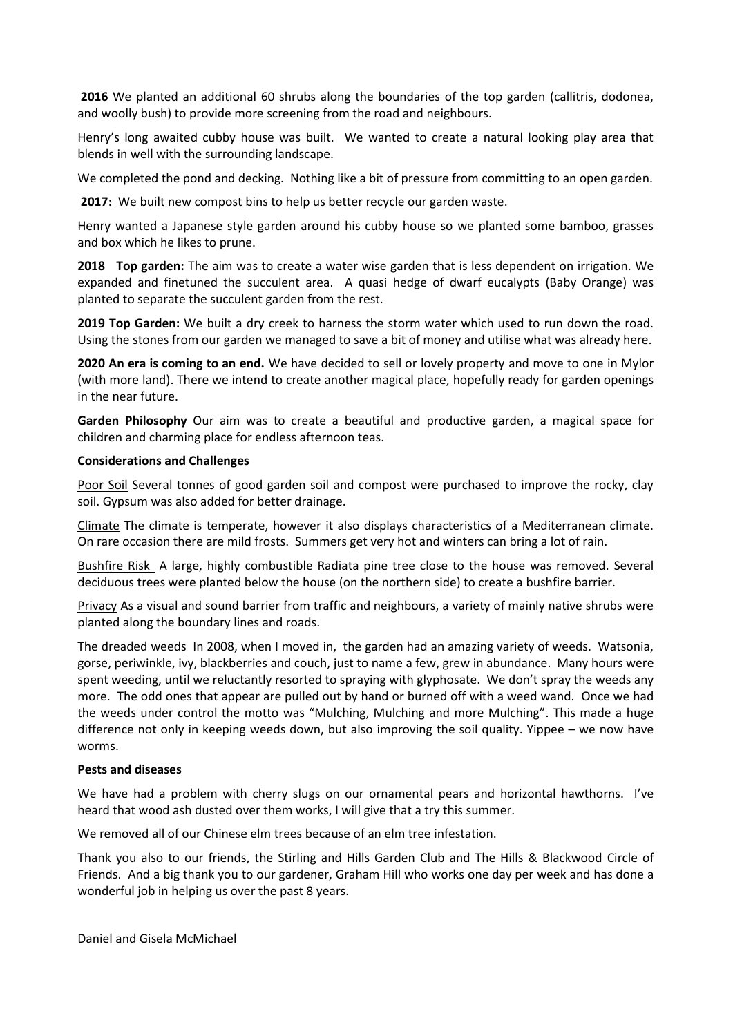**2016** We planted an additional 60 shrubs along the boundaries of the top garden (callitris, dodonea, and woolly bush) to provide more screening from the road and neighbours.

Henry's long awaited cubby house was built. We wanted to create a natural looking play area that blends in well with the surrounding landscape.

We completed the pond and decking. Nothing like a bit of pressure from committing to an open garden.

**2017:** We built new compost bins to help us better recycle our garden waste.

Henry wanted a Japanese style garden around his cubby house so we planted some bamboo, grasses and box which he likes to prune.

**2018 Top garden:** The aim was to create a water wise garden that is less dependent on irrigation. We expanded and finetuned the succulent area. A quasi hedge of dwarf eucalypts (Baby Orange) was planted to separate the succulent garden from the rest.

**2019 Top Garden:** We built a dry creek to harness the storm water which used to run down the road. Using the stones from our garden we managed to save a bit of money and utilise what was already here.

**2020 An era is coming to an end.** We have decided to sell or lovely property and move to one in Mylor (with more land). There we intend to create another magical place, hopefully ready for garden openings in the near future.

**Garden Philosophy** Our aim was to create a beautiful and productive garden, a magical space for children and charming place for endless afternoon teas.

**Considerations and Challenges**

Poor Soil Several tonnes of good garden soil and compost were purchased to improve the rocky, clay soil. Gypsum was also added for better drainage.

Climate The climate is temperate, however it also displays characteristics of a Mediterranean climate. On rare occasion there are mild frosts. Summers get very hot and winters can bring a lot of rain.

Bushfire Risk A large, highly combustible Radiata pine tree close to the house was removed. Several deciduous trees were planted below the house (on the northern side) to create a bushfire barrier.

Privacy As a visual and sound barrier from traffic and neighbours, a variety of mainly native shrubs were planted along the boundary lines and roads.

The dreaded weeds In 2008, when I moved in, the garden had an amazing variety of weeds. Watsonia, gorse, periwinkle, ivy, blackberries and couch, just to name a few, grew in abundance. Many hours were spent weeding, until we reluctantly resorted to spraying with glyphosate. We don't spray the weeds any more. The odd ones that appear are pulled out by hand or burned off with a weed wand. Once we had the weeds under control the motto was "Mulching, Mulching and more Mulching". This made a huge difference not only in keeping weeds down, but also improving the soil quality. Yippee – we now have worms.

**Pests and diseases**

We have had a problem with cherry slugs on our ornamental pears and horizontal hawthorns. I've heard that wood ash dusted over them works, I will give that a try this summer.

We removed all of our Chinese elm trees because of an elm tree infestation.

Thank you also to our friends, the Stirling and Hills Garden Club and The Hills & Blackwood Circle of Friends. And a big thank you to our gardener, Graham Hill who works one day per week and has done a wonderful job in helping us over the past 8 years.

Daniel and Gisela McMichael